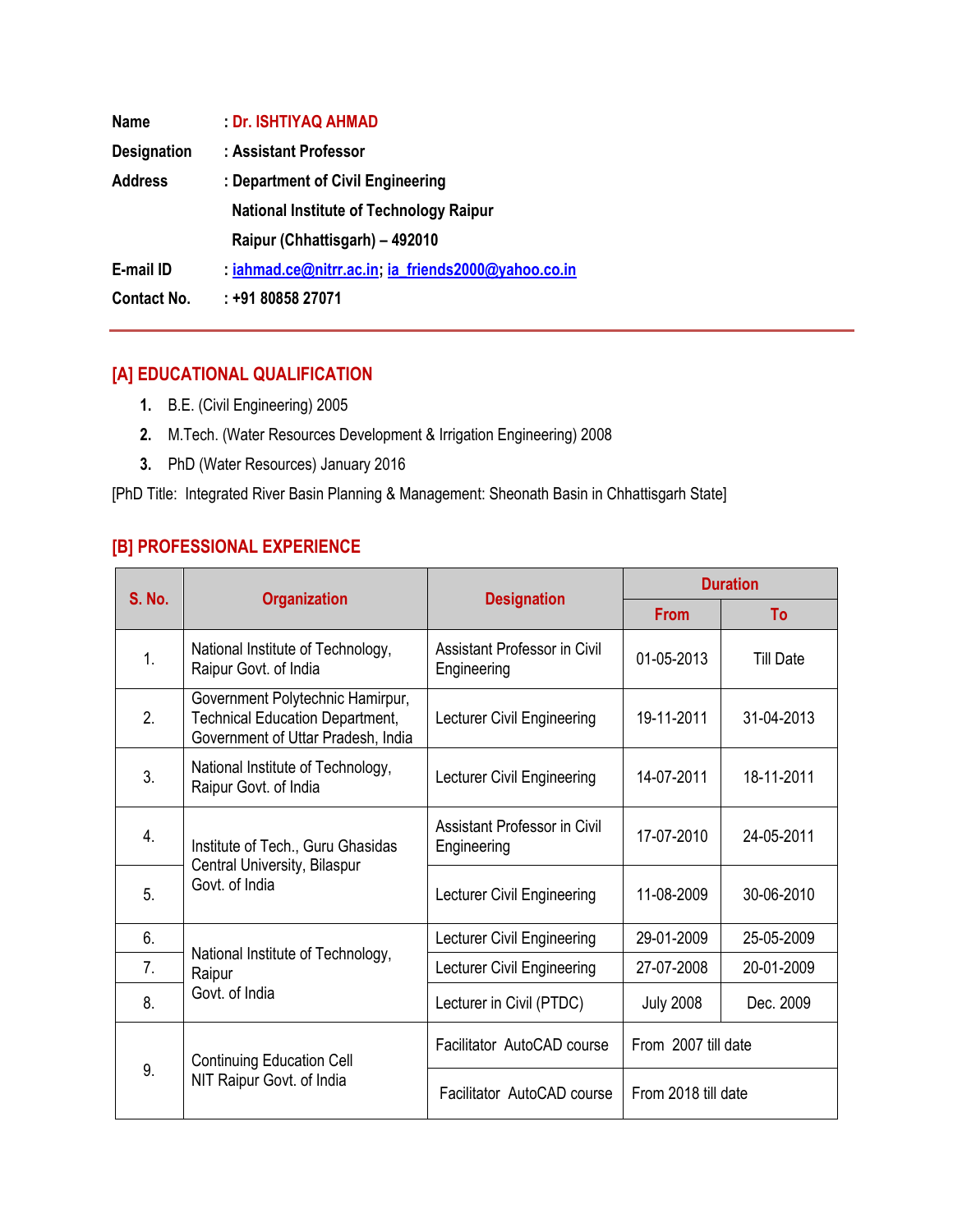**Name** : **Dr. ISHTIYAQ AHMAD**

**Designation** : **Assistant Professor**

**Address** : **Department of Civil Engineering**
**National Institute of Technology Raipur**
**Raipur (Chhattisgarh) – 492010**

**E-mail ID** : **iahmad.ce@nitrr.ac.in**; **ia_friends2000@yahoo.co.in**

**Contact No.** : **+91 80858 27071**

---

## [A] EDUCATIONAL QUALIFICATION

1. B.E. (Civil Engineering) 2005
2. M.Tech. (Water Resources Development & Irrigation Engineering) 2008
3. PhD (Water Resources) January 2016

[PhD Title: Integrated River Basin Planning & Management: Sheonath Basin in Chhattisgarh State]

## [B] PROFESSIONAL EXPERIENCE

| S. No. | Organization | Designation | Duration | |
|---|---|---|---|---|
| | | | From | To |
| 1. | National Institute of Technology, Raipur Govt. of India | Assistant Professor in Civil Engineering | 01-05-2013 | Till Date |
| 2. | Government Polytechnic Hamirpur, Technical Education Department, Government of Uttar Pradesh, India | Lecturer Civil Engineering | 19-11-2011 | 31-04-2013 |
| 3. | National Institute of Technology, Raipur Govt. of India | Lecturer Civil Engineering | 14-07-2011 | 18-11-2011 |
| 4. | Institute of Tech., Guru Ghasidas Central University, Bilaspur Govt. of India | Assistant Professor in Civil Engineering | 17-07-2010 | 24-05-2011 |
| 5. | | Lecturer Civil Engineering | 11-08-2009 | 30-06-2010 |
| 6. | National Institute of Technology, Raipur Govt. of India | Lecturer Civil Engineering | 29-01-2009 | 25-05-2009 |
| 7. | | Lecturer Civil Engineering | 27-07-2008 | 20-01-2009 |
| 8. | | Lecturer in Civil (PTDC) | July 2008 | Dec. 2009 |
| 9. | Continuing Education Cell NIT Raipur Govt. of India | Facilitator AutoCAD course | From 2007 till date | |
| | | Facilitator AutoCAD course | From 2018 till date | |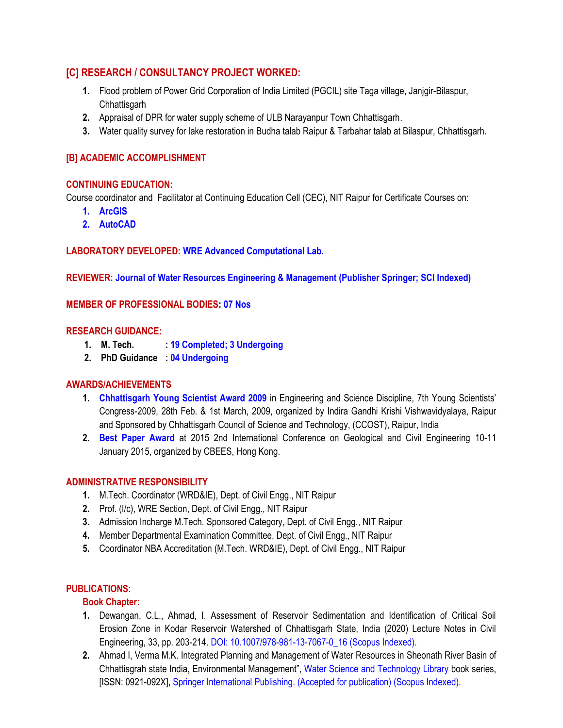## [C] RESEARCH / CONSULTANCY PROJECT WORKED:

1. Flood problem of Power Grid Corporation of India Limited (PGCIL) site Taga village, Janjgir-Bilaspur, Chhattisgarh
2. Appraisal of DPR for water supply scheme of ULB Narayanpur Town Chhattisgarh.
3. Water quality survey for lake restoration in Budha talab Raipur & Tarbahar talab at Bilaspur, Chhattisgarh.

## [B] ACADEMIC ACCOMPLISHMENT

**CONTINUING EDUCATION:**

Course coordinator and Facilitator at Continuing Education Cell (CEC), NIT Raipur for Certificate Courses on:

1. **ArcGIS**
2. **AutoCAD**

**LABORATORY DEVELOPED: WRE Advanced Computational Lab.**

**REVIEWER: Journal of Water Resources Engineering & Management (Publisher Springer; SCI Indexed)**

**MEMBER OF PROFESSIONAL BODIES: 07 Nos**

**RESEARCH GUIDANCE:**

1. **M. Tech. : 19 Completed; 3 Undergoing**
2. **PhD Guidance : 04 Undergoing**

**AWARDS/ACHIEVEMENTS**

1. **Chhattisgarh Young Scientist Award 2009** in Engineering and Science Discipline, 7th Young Scientists' Congress-2009, 28th Feb. & 1st March, 2009, organized by Indira Gandhi Krishi Vishwavidyalaya, Raipur and Sponsored by Chhattisgarh Council of Science and Technology, (CCOST), Raipur, India
2. **Best Paper Award** at 2015 2nd International Conference on Geological and Civil Engineering 10-11 January 2015, organized by CBEES, Hong Kong.

**ADMINISTRATIVE RESPONSIBILITY**

1. M.Tech. Coordinator (WRD&IE), Dept. of Civil Engg., NIT Raipur
2. Prof. (I/c), WRE Section, Dept. of Civil Engg., NIT Raipur
3. Admission Incharge M.Tech. Sponsored Category, Dept. of Civil Engg., NIT Raipur
4. Member Departmental Examination Committee, Dept. of Civil Engg., NIT Raipur
5. Coordinator NBA Accreditation (M.Tech. WRD&IE), Dept. of Civil Engg., NIT Raipur

**PUBLICATIONS:**

**Book Chapter:**

1. Dewangan, C.L., Ahmad, I. Assessment of Reservoir Sedimentation and Identification of Critical Soil Erosion Zone in Kodar Reservoir Watershed of Chhattisgarh State, India (2020) Lecture Notes in Civil Engineering, 33, pp. 203-214. DOI: 10.1007/978-981-13-7067-0_16 (Scopus Indexed).
2. Ahmad I, Verma M.K. Integrated Planning and Management of Water Resources in Sheonath River Basin of Chhattisgrah state India, Environmental Management", Water Science and Technology Library book series, [ISSN: 0921-092X], Springer International Publishing. (Accepted for publication) (Scopus Indexed).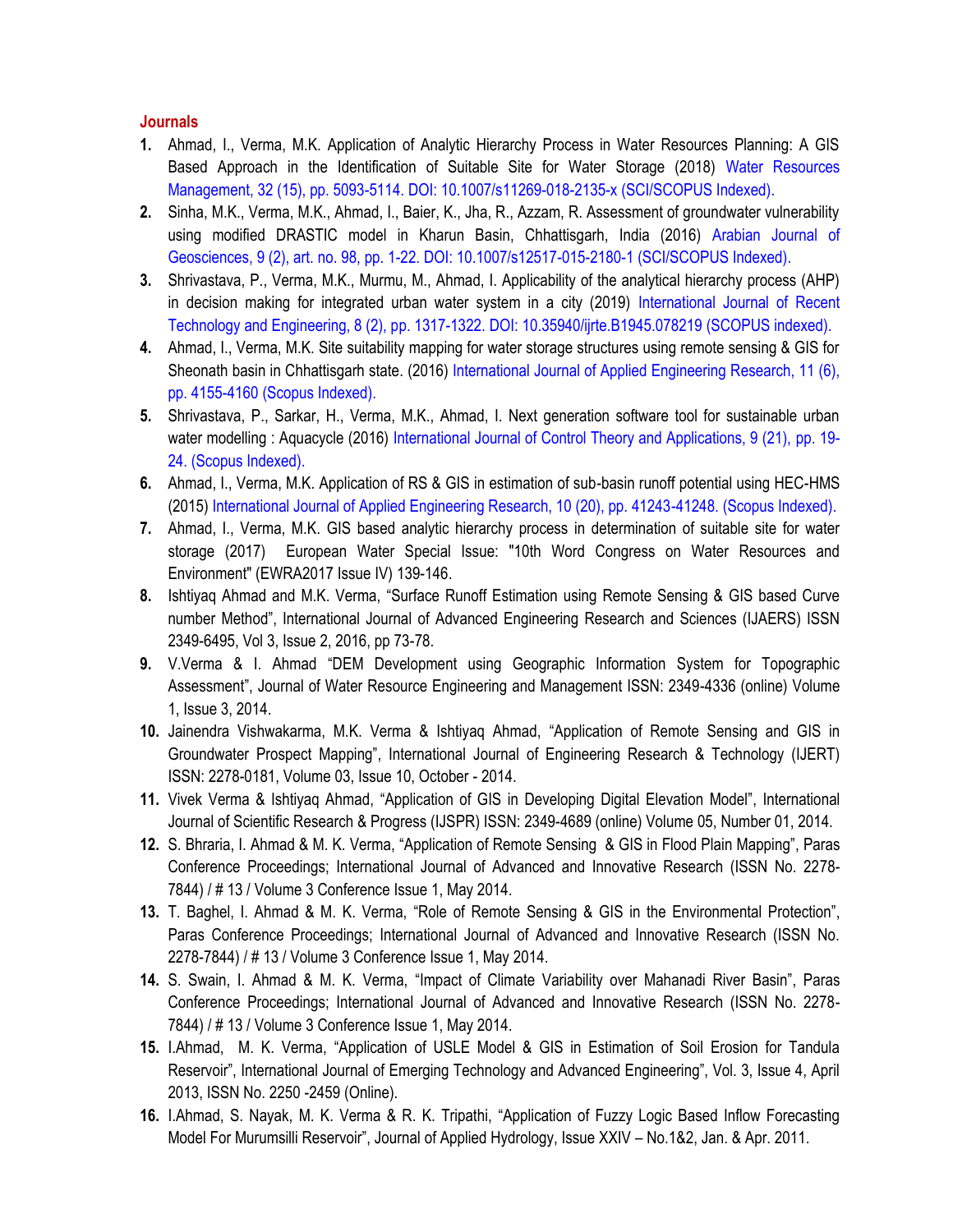## Journals

1. Ahmad, I., Verma, M.K. Application of Analytic Hierarchy Process in Water Resources Planning: A GIS Based Approach in the Identification of Suitable Site for Water Storage (2018) Water Resources Management, 32 (15), pp. 5093-5114. DOI: 10.1007/s11269-018-2135-x (SCI/SCOPUS Indexed).
2. Sinha, M.K., Verma, M.K., Ahmad, I., Baier, K., Jha, R., Azzam, R. Assessment of groundwater vulnerability using modified DRASTIC model in Kharun Basin, Chhattisgarh, India (2016) Arabian Journal of Geosciences, 9 (2), art. no. 98, pp. 1-22. DOI: 10.1007/s12517-015-2180-1 (SCI/SCOPUS Indexed).
3. Shrivastava, P., Verma, M.K., Murmu, M., Ahmad, I. Applicability of the analytical hierarchy process (AHP) in decision making for integrated urban water system in a city (2019) International Journal of Recent Technology and Engineering, 8 (2), pp. 1317-1322. DOI: 10.35940/ijrte.B1945.078219 (SCOPUS indexed).
4. Ahmad, I., Verma, M.K. Site suitability mapping for water storage structures using remote sensing & GIS for Sheonath basin in Chhattisgarh state. (2016) International Journal of Applied Engineering Research, 11 (6), pp. 4155-4160 (Scopus Indexed).
5. Shrivastava, P., Sarkar, H., Verma, M.K., Ahmad, I. Next generation software tool for sustainable urban water modelling : Aquacycle (2016) International Journal of Control Theory and Applications, 9 (21), pp. 19-24. (Scopus Indexed).
6. Ahmad, I., Verma, M.K. Application of RS & GIS in estimation of sub-basin runoff potential using HEC-HMS (2015) International Journal of Applied Engineering Research, 10 (20), pp. 41243-41248. (Scopus Indexed).
7. Ahmad, I., Verma, M.K. GIS based analytic hierarchy process in determination of suitable site for water storage (2017) European Water Special Issue: "10th Word Congress on Water Resources and Environment" (EWRA2017 Issue IV) 139-146.
8. Ishtiyaq Ahmad and M.K. Verma, "Surface Runoff Estimation using Remote Sensing & GIS based Curve number Method", International Journal of Advanced Engineering Research and Sciences (IJAERS) ISSN 2349-6495, Vol 3, Issue 2, 2016, pp 73-78.
9. V.Verma & I. Ahmad "DEM Development using Geographic Information System for Topographic Assessment", Journal of Water Resource Engineering and Management ISSN: 2349-4336 (online) Volume 1, Issue 3, 2014.
10. Jainendra Vishwakarma, M.K. Verma & Ishtiyaq Ahmad, "Application of Remote Sensing and GIS in Groundwater Prospect Mapping", International Journal of Engineering Research & Technology (IJERT) ISSN: 2278-0181, Volume 03, Issue 10, October - 2014.
11. Vivek Verma & Ishtiyaq Ahmad, "Application of GIS in Developing Digital Elevation Model", International Journal of Scientific Research & Progress (IJSPR) ISSN: 2349-4689 (online) Volume 05, Number 01, 2014.
12. S. Bhraria, I. Ahmad & M. K. Verma, "Application of Remote Sensing & GIS in Flood Plain Mapping", Paras Conference Proceedings; International Journal of Advanced and Innovative Research (ISSN No. 2278-7844) / # 13 / Volume 3 Conference Issue 1, May 2014.
13. T. Baghel, I. Ahmad & M. K. Verma, "Role of Remote Sensing & GIS in the Environmental Protection", Paras Conference Proceedings; International Journal of Advanced and Innovative Research (ISSN No. 2278-7844) / # 13 / Volume 3 Conference Issue 1, May 2014.
14. S. Swain, I. Ahmad & M. K. Verma, "Impact of Climate Variability over Mahanadi River Basin", Paras Conference Proceedings; International Journal of Advanced and Innovative Research (ISSN No. 2278-7844) / # 13 / Volume 3 Conference Issue 1, May 2014.
15. I.Ahmad, M. K. Verma, "Application of USLE Model & GIS in Estimation of Soil Erosion for Tandula Reservoir", International Journal of Emerging Technology and Advanced Engineering", Vol. 3, Issue 4, April 2013, ISSN No. 2250 -2459 (Online).
16. I.Ahmad, S. Nayak, M. K. Verma & R. K. Tripathi, "Application of Fuzzy Logic Based Inflow Forecasting Model For Murumsilli Reservoir", Journal of Applied Hydrology, Issue XXIV – No.1&2, Jan. & Apr. 2011.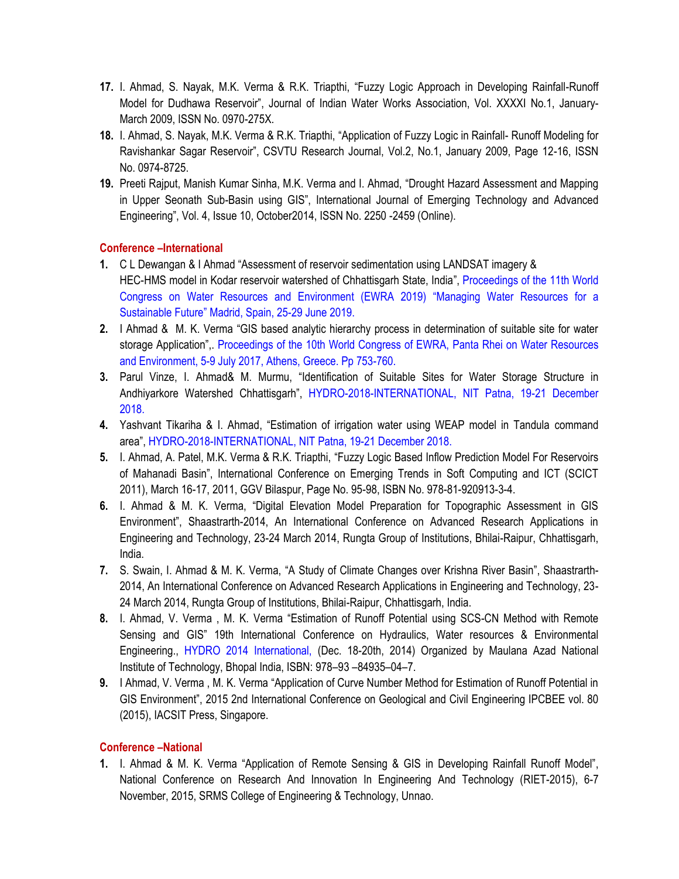17. I. Ahmad, S. Nayak, M.K. Verma & R.K. Triapthi, "Fuzzy Logic Approach in Developing Rainfall-Runoff Model for Dudhawa Reservoir", Journal of Indian Water Works Association, Vol. XXXXI No.1, January-March 2009, ISSN No. 0970-275X.
18. I. Ahmad, S. Nayak, M.K. Verma & R.K. Triapthi, "Application of Fuzzy Logic in Rainfall- Runoff Modeling for Ravishankar Sagar Reservoir", CSVTU Research Journal, Vol.2, No.1, January 2009, Page 12-16, ISSN No. 0974-8725.
19. Preeti Rajput, Manish Kumar Sinha, M.K. Verma and I. Ahmad, "Drought Hazard Assessment and Mapping in Upper Seonath Sub-Basin using GIS", International Journal of Emerging Technology and Advanced Engineering", Vol. 4, Issue 10, October2014, ISSN No. 2250 -2459 (Online).

### Conference –International

1. C L Dewangan & I Ahmad "Assessment of reservoir sedimentation using LANDSAT imagery & HEC-HMS model in Kodar reservoir watershed of Chhattisgarh State, India", Proceedings of the 11th World Congress on Water Resources and Environment (EWRA 2019) "Managing Water Resources for a Sustainable Future" Madrid, Spain, 25-29 June 2019.
2. I Ahmad & M. K. Verma "GIS based analytic hierarchy process in determination of suitable site for water storage Application",. Proceedings of the 10th World Congress of EWRA, Panta Rhei on Water Resources and Environment, 5-9 July 2017, Athens, Greece. Pp 753-760.
3. Parul Vinze, I. Ahmad& M. Murmu, "Identification of Suitable Sites for Water Storage Structure in Andhiyarkore Watershed Chhattisgarh", HYDRO-2018-INTERNATIONAL, NIT Patna, 19-21 December 2018.
4. Yashvant Tikariha & I. Ahmad, "Estimation of irrigation water using WEAP model in Tandula command area", HYDRO-2018-INTERNATIONAL, NIT Patna, 19-21 December 2018.
5. I. Ahmad, A. Patel, M.K. Verma & R.K. Triapthi, "Fuzzy Logic Based Inflow Prediction Model For Reservoirs of Mahanadi Basin", International Conference on Emerging Trends in Soft Computing and ICT (SCICT 2011), March 16-17, 2011, GGV Bilaspur, Page No. 95-98, ISBN No. 978-81-920913-3-4.
6. I. Ahmad & M. K. Verma, "Digital Elevation Model Preparation for Topographic Assessment in GIS Environment", Shaastrarth-2014, An International Conference on Advanced Research Applications in Engineering and Technology, 23-24 March 2014, Rungta Group of Institutions, Bhilai-Raipur, Chhattisgarh, India.
7. S. Swain, I. Ahmad & M. K. Verma, "A Study of Climate Changes over Krishna River Basin", Shaastrarth-2014, An International Conference on Advanced Research Applications in Engineering and Technology, 23-24 March 2014, Rungta Group of Institutions, Bhilai-Raipur, Chhattisgarh, India.
8. I. Ahmad, V. Verma , M. K. Verma "Estimation of Runoff Potential using SCS-CN Method with Remote Sensing and GIS" 19th International Conference on Hydraulics, Water resources & Environmental Engineering., HYDRO 2014 International, (Dec. 18-20th, 2014) Organized by Maulana Azad National Institute of Technology, Bhopal India, ISBN: 978–93 –84935–04–7.
9. I Ahmad, V. Verma , M. K. Verma "Application of Curve Number Method for Estimation of Runoff Potential in GIS Environment", 2015 2nd International Conference on Geological and Civil Engineering IPCBEE vol. 80 (2015), IACSIT Press, Singapore.

### Conference –National

1. I. Ahmad & M. K. Verma "Application of Remote Sensing & GIS in Developing Rainfall Runoff Model", National Conference on Research And Innovation In Engineering And Technology (RIET-2015), 6-7 November, 2015, SRMS College of Engineering & Technology, Unnao.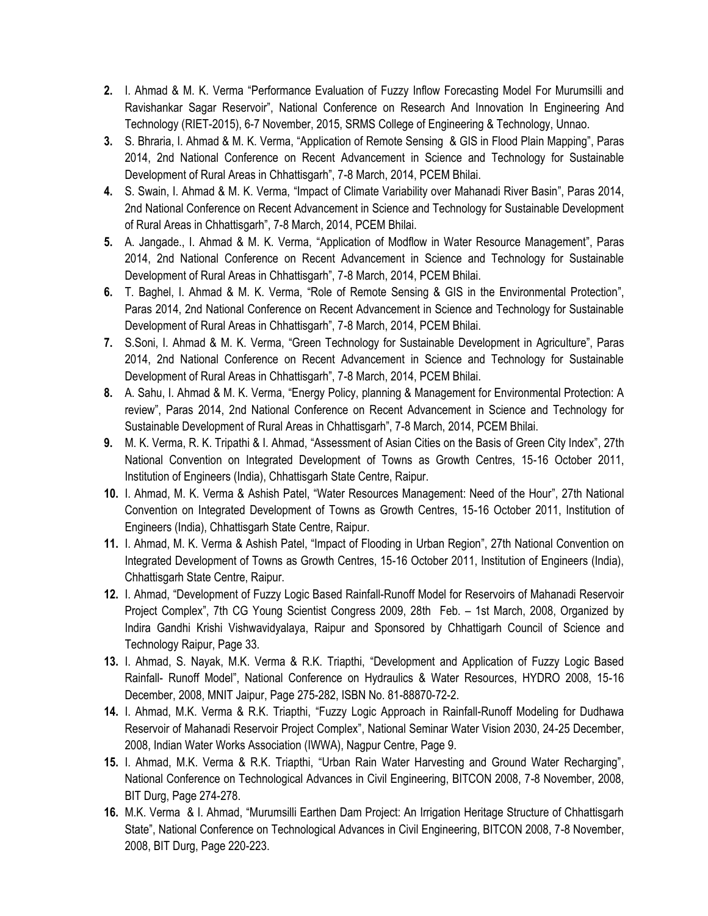2. I. Ahmad & M. K. Verma "Performance Evaluation of Fuzzy Inflow Forecasting Model For Murumsilli and Ravishankar Sagar Reservoir", National Conference on Research And Innovation In Engineering And Technology (RIET-2015), 6-7 November, 2015, SRMS College of Engineering & Technology, Unnao.
3. S. Bhraria, I. Ahmad & M. K. Verma, "Application of Remote Sensing & GIS in Flood Plain Mapping", Paras 2014, 2nd National Conference on Recent Advancement in Science and Technology for Sustainable Development of Rural Areas in Chhattisgarh", 7-8 March, 2014, PCEM Bhilai.
4. S. Swain, I. Ahmad & M. K. Verma, "Impact of Climate Variability over Mahanadi River Basin", Paras 2014, 2nd National Conference on Recent Advancement in Science and Technology for Sustainable Development of Rural Areas in Chhattisgarh", 7-8 March, 2014, PCEM Bhilai.
5. A. Jangade., I. Ahmad & M. K. Verma, "Application of Modflow in Water Resource Management", Paras 2014, 2nd National Conference on Recent Advancement in Science and Technology for Sustainable Development of Rural Areas in Chhattisgarh", 7-8 March, 2014, PCEM Bhilai.
6. T. Baghel, I. Ahmad & M. K. Verma, "Role of Remote Sensing & GIS in the Environmental Protection", Paras 2014, 2nd National Conference on Recent Advancement in Science and Technology for Sustainable Development of Rural Areas in Chhattisgarh", 7-8 March, 2014, PCEM Bhilai.
7. S.Soni, I. Ahmad & M. K. Verma, "Green Technology for Sustainable Development in Agriculture", Paras 2014, 2nd National Conference on Recent Advancement in Science and Technology for Sustainable Development of Rural Areas in Chhattisgarh", 7-8 March, 2014, PCEM Bhilai.
8. A. Sahu, I. Ahmad & M. K. Verma, "Energy Policy, planning & Management for Environmental Protection: A review", Paras 2014, 2nd National Conference on Recent Advancement in Science and Technology for Sustainable Development of Rural Areas in Chhattisgarh", 7-8 March, 2014, PCEM Bhilai.
9. M. K. Verma, R. K. Tripathi & I. Ahmad, "Assessment of Asian Cities on the Basis of Green City Index", 27th National Convention on Integrated Development of Towns as Growth Centres, 15-16 October 2011, Institution of Engineers (India), Chhattisgarh State Centre, Raipur.
10. I. Ahmad, M. K. Verma & Ashish Patel, "Water Resources Management: Need of the Hour", 27th National Convention on Integrated Development of Towns as Growth Centres, 15-16 October 2011, Institution of Engineers (India), Chhattisgarh State Centre, Raipur.
11. I. Ahmad, M. K. Verma & Ashish Patel, "Impact of Flooding in Urban Region", 27th National Convention on Integrated Development of Towns as Growth Centres, 15-16 October 2011, Institution of Engineers (India), Chhattisgarh State Centre, Raipur.
12. I. Ahmad, "Development of Fuzzy Logic Based Rainfall-Runoff Model for Reservoirs of Mahanadi Reservoir Project Complex", 7th CG Young Scientist Congress 2009, 28th Feb. – 1st March, 2008, Organized by Indira Gandhi Krishi Vishwavidyalaya, Raipur and Sponsored by Chhattigarh Council of Science and Technology Raipur, Page 33.
13. I. Ahmad, S. Nayak, M.K. Verma & R.K. Triapthi, "Development and Application of Fuzzy Logic Based Rainfall- Runoff Model", National Conference on Hydraulics & Water Resources, HYDRO 2008, 15-16 December, 2008, MNIT Jaipur, Page 275-282, ISBN No. 81-88870-72-2.
14. I. Ahmad, M.K. Verma & R.K. Triapthi, "Fuzzy Logic Approach in Rainfall-Runoff Modeling for Dudhawa Reservoir of Mahanadi Reservoir Project Complex", National Seminar Water Vision 2030, 24-25 December, 2008, Indian Water Works Association (IWWA), Nagpur Centre, Page 9.
15. I. Ahmad, M.K. Verma & R.K. Triapthi, "Urban Rain Water Harvesting and Ground Water Recharging", National Conference on Technological Advances in Civil Engineering, BITCON 2008, 7-8 November, 2008, BIT Durg, Page 274-278.
16. M.K. Verma & I. Ahmad, "Murumsilli Earthen Dam Project: An Irrigation Heritage Structure of Chhattisgarh State", National Conference on Technological Advances in Civil Engineering, BITCON 2008, 7-8 November, 2008, BIT Durg, Page 220-223.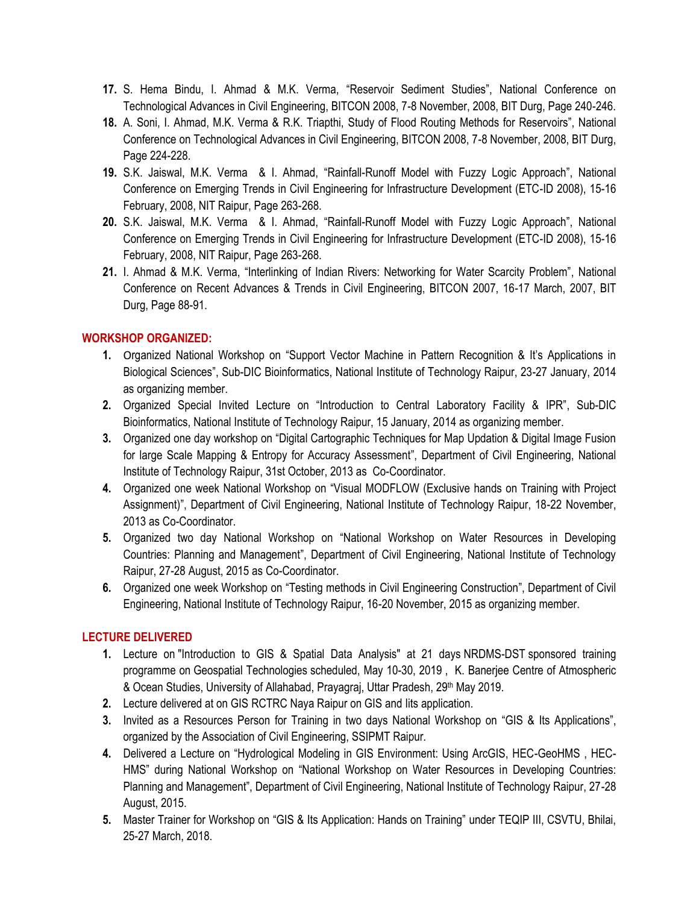17. S. Hema Bindu, I. Ahmad & M.K. Verma, "Reservoir Sediment Studies", National Conference on Technological Advances in Civil Engineering, BITCON 2008, 7-8 November, 2008, BIT Durg, Page 240-246.
18. A. Soni, I. Ahmad, M.K. Verma & R.K. Triapthi, Study of Flood Routing Methods for Reservoirs", National Conference on Technological Advances in Civil Engineering, BITCON 2008, 7-8 November, 2008, BIT Durg, Page 224-228.
19. S.K. Jaiswal, M.K. Verma & I. Ahmad, "Rainfall-Runoff Model with Fuzzy Logic Approach", National Conference on Emerging Trends in Civil Engineering for Infrastructure Development (ETC-ID 2008), 15-16 February, 2008, NIT Raipur, Page 263-268.
20. S.K. Jaiswal, M.K. Verma & I. Ahmad, "Rainfall-Runoff Model with Fuzzy Logic Approach", National Conference on Emerging Trends in Civil Engineering for Infrastructure Development (ETC-ID 2008), 15-16 February, 2008, NIT Raipur, Page 263-268.
21. I. Ahmad & M.K. Verma, "Interlinking of Indian Rivers: Networking for Water Scarcity Problem", National Conference on Recent Advances & Trends in Civil Engineering, BITCON 2007, 16-17 March, 2007, BIT Durg, Page 88-91.

## WORKSHOP ORGANIZED:

1. Organized National Workshop on "Support Vector Machine in Pattern Recognition & It's Applications in Biological Sciences", Sub-DIC Bioinformatics, National Institute of Technology Raipur, 23-27 January, 2014 as organizing member.
2. Organized Special Invited Lecture on "Introduction to Central Laboratory Facility & IPR", Sub-DIC Bioinformatics, National Institute of Technology Raipur, 15 January, 2014 as organizing member.
3. Organized one day workshop on "Digital Cartographic Techniques for Map Updation & Digital Image Fusion for large Scale Mapping & Entropy for Accuracy Assessment", Department of Civil Engineering, National Institute of Technology Raipur, 31st October, 2013 as Co-Coordinator.
4. Organized one week National Workshop on "Visual MODFLOW (Exclusive hands on Training with Project Assignment)", Department of Civil Engineering, National Institute of Technology Raipur, 18-22 November, 2013 as Co-Coordinator.
5. Organized two day National Workshop on "National Workshop on Water Resources in Developing Countries: Planning and Management", Department of Civil Engineering, National Institute of Technology Raipur, 27-28 August, 2015 as Co-Coordinator.
6. Organized one week Workshop on "Testing methods in Civil Engineering Construction", Department of Civil Engineering, National Institute of Technology Raipur, 16-20 November, 2015 as organizing member.

## LECTURE DELIVERED

1. Lecture on "Introduction to GIS & Spatial Data Analysis" at 21 days NRDMS-DST sponsored training programme on Geospatial Technologies scheduled, May 10-30, 2019 , K. Banerjee Centre of Atmospheric & Ocean Studies, University of Allahabad, Prayagraj, Uttar Pradesh, 29th May 2019.
2. Lecture delivered at on GIS RCTRC Naya Raipur on GIS and Iits application.
3. Invited as a Resources Person for Training in two days National Workshop on "GIS & Its Applications", organized by the Association of Civil Engineering, SSIPMT Raipur.
4. Delivered a Lecture on "Hydrological Modeling in GIS Environment: Using ArcGIS, HEC-GeoHMS , HEC-HMS" during National Workshop on "National Workshop on Water Resources in Developing Countries: Planning and Management", Department of Civil Engineering, National Institute of Technology Raipur, 27-28 August, 2015.
5. Master Trainer for Workshop on "GIS & Its Application: Hands on Training" under TEQIP III, CSVTU, Bhilai, 25-27 March, 2018.